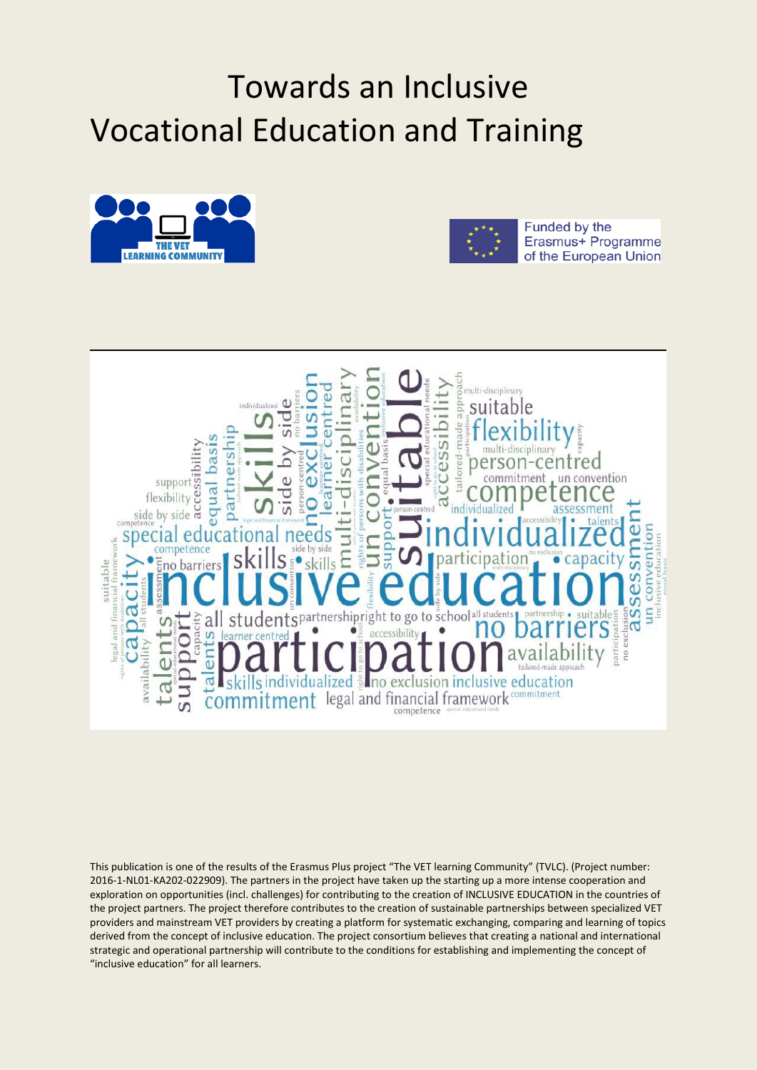# Towards an Inclusive Vocational Education and Training

This publication is one of the results of the Erasmus Plus project "The VET learning Community" (TVLC). (Project number: 2016-1-NL01-KA202-022909). The partners in the project have taken up the starting up a more intense cooperation and exploration on opportunities (incl. challenges) for contributing to the creation of INCLUSIVE EDUCATION in the countries of the project partners. The project therefore contributes to the creation of sustainable partnerships between specialized VET providers and mainstream VET providers by creating a platform for systematic exchanging, comparing and learning of topics derived from the concept of inclusive education. The project consortium believes that creating a national and international strategic and operational partnership will contribute to the conditions for establishing and implementing the concept of "inclusive education" for all learners.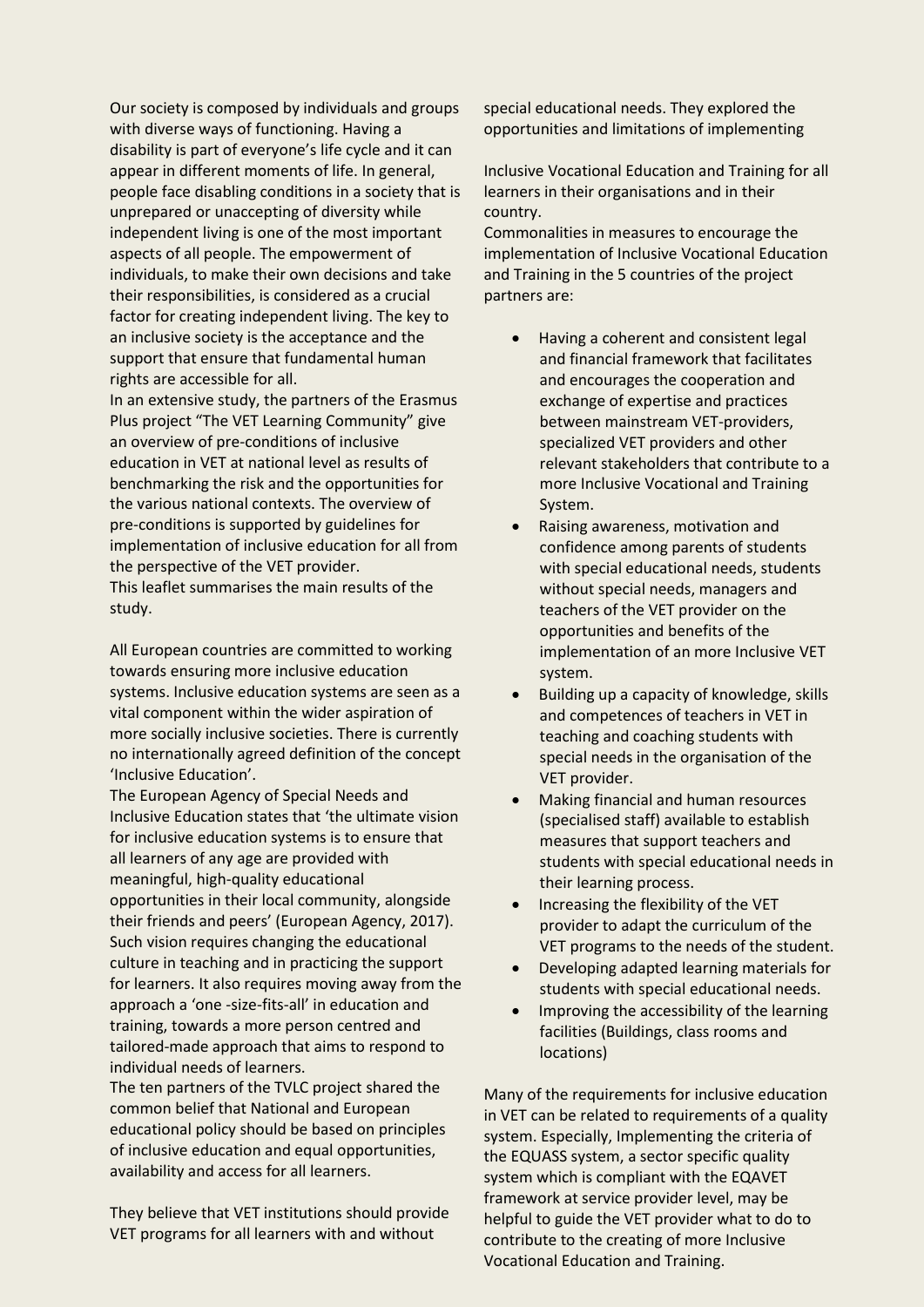Our society is composed by individuals and groups with diverse ways of functioning. Having a disability is part of everyone's life cycle and it can appear in different moments of life. In general, people face disabling conditions in a society that is unprepared or unaccepting of diversity while independent living is one of the most important aspects of all people. The empowerment of individuals, to make their own decisions and take their responsibilities, is considered as a crucial factor for creating independent living. The key to an inclusive society is the acceptance and the support that ensure that fundamental human rights are accessible for all.

In an extensive study, the partners of the Erasmus Plus project "The VET Learning Community" give an overview of pre-conditions of inclusive education in VET at national level as results of benchmarking the risk and the opportunities for the various national contexts. The overview of pre-conditions is supported by guidelines for implementation of inclusive education for all from the perspective of the VET provider.

This leaflet summarises the main results of the study.

All European countries are committed to working towards ensuring more inclusive education systems. Inclusive education systems are seen as a vital component within the wider aspiration of more socially inclusive societies. There is currently no internationally agreed definition of the concept 'Inclusive Education'.

The European Agency of Special Needs and Inclusive Education states that 'the ultimate vision for inclusive education systems is to ensure that all learners of any age are provided with meaningful, high-quality educational opportunities in their local community, alongside their friends and peers' (European Agency, 2017). Such vision requires changing the educational culture in teaching and in practicing the support for learners. It also requires moving away from the approach a 'one -size-fits-all' in education and training, towards a more person centred and tailored-made approach that aims to respond to individual needs of learners.

The ten partners of the TVLC project shared the common belief that National and European educational policy should be based on principles of inclusive education and equal opportunities, availability and access for all learners.

They believe that VET institutions should provide VET programs for all learners with and without special educational needs. They explored the opportunities and limitations of implementing Inclusive Vocational Education and Training for all learners in their organisations and in their country.

Commonalities in measures to encourage the implementation of Inclusive Vocational Education and Training in the 5 countries of the project partners are:

- Having a coherent and consistent legal and financial framework that facilitates and encourages the cooperation and exchange of expertise and practices between mainstream VET-providers, specialized VET providers and other relevant stakeholders that contribute to a more Inclusive Vocational and Training System.
- Raising awareness, motivation and confidence among parents of students with special educational needs, students without special needs, managers and teachers of the VET provider on the opportunities and benefits of the implementation of an more Inclusive VET system.
- Building up a capacity of knowledge, skills and competences of teachers in VET in teaching and coaching students with special needs in the organisation of the VET provider.
- Making financial and human resources (specialised staff) available to establish measures that support teachers and students with special educational needs in their learning process.
- Increasing the flexibility of the VET provider to adapt the curriculum of the VET programs to the needs of the student.
- Developing adapted learning materials for students with special educational needs.
- Improving the accessibility of the learning facilities (Buildings, class rooms and locations)

Many of the requirements for inclusive education in VET can be related to requirements of a quality system. Especially, Implementing the criteria of the EQUASS system, a sector specific quality system which is compliant with the EQAVET framework at service provider level, may be helpful to guide the VET provider what to do to contribute to the creating of more Inclusive Vocational Education and Training.